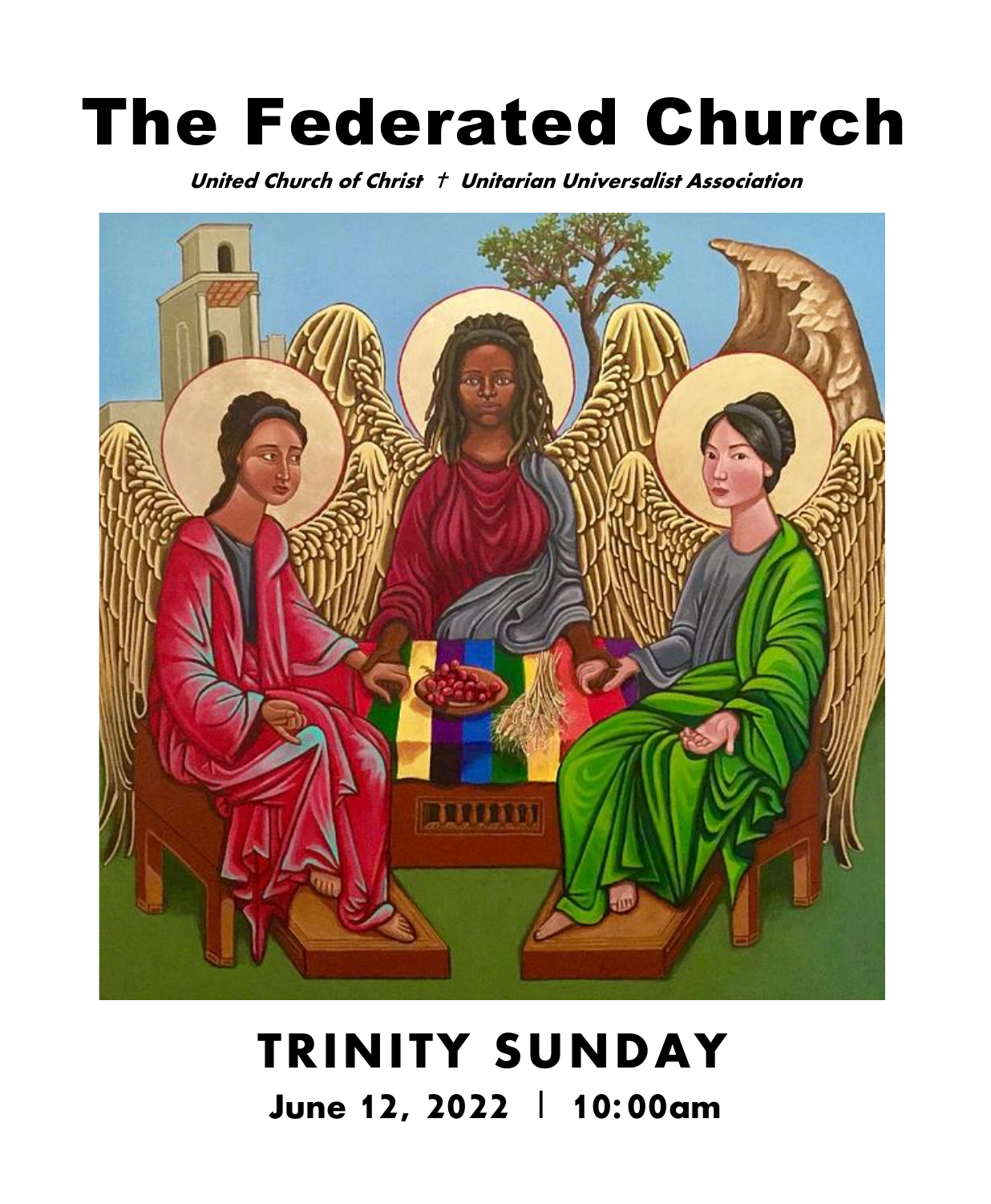# The Federated Church

***United Church of Christ † Unitarian Universalist Association***

## TRINITY SUNDAY

**June 12, 2022 | 10:00am**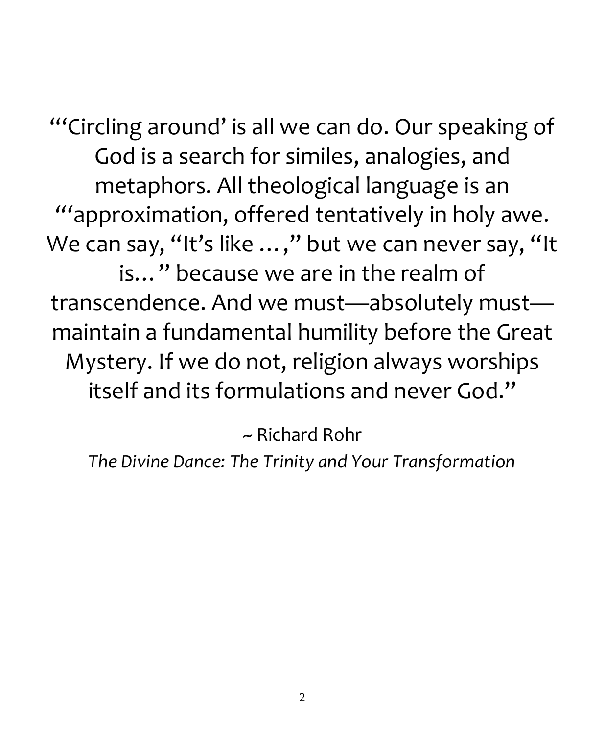"'Circling around' is all we can do. Our speaking of God is a search for similes, analogies, and metaphors. All theological language is an "'approximation, offered tentatively in holy awe. We can say, "It's like …," but we can never say, "It is…" because we are in the realm of transcendence. And we must—absolutely must—maintain a fundamental humility before the Great Mystery. If we do not, religion always worships itself and its formulations and never God."

~ Richard Rohr

*The Divine Dance: The Trinity and Your Transformation*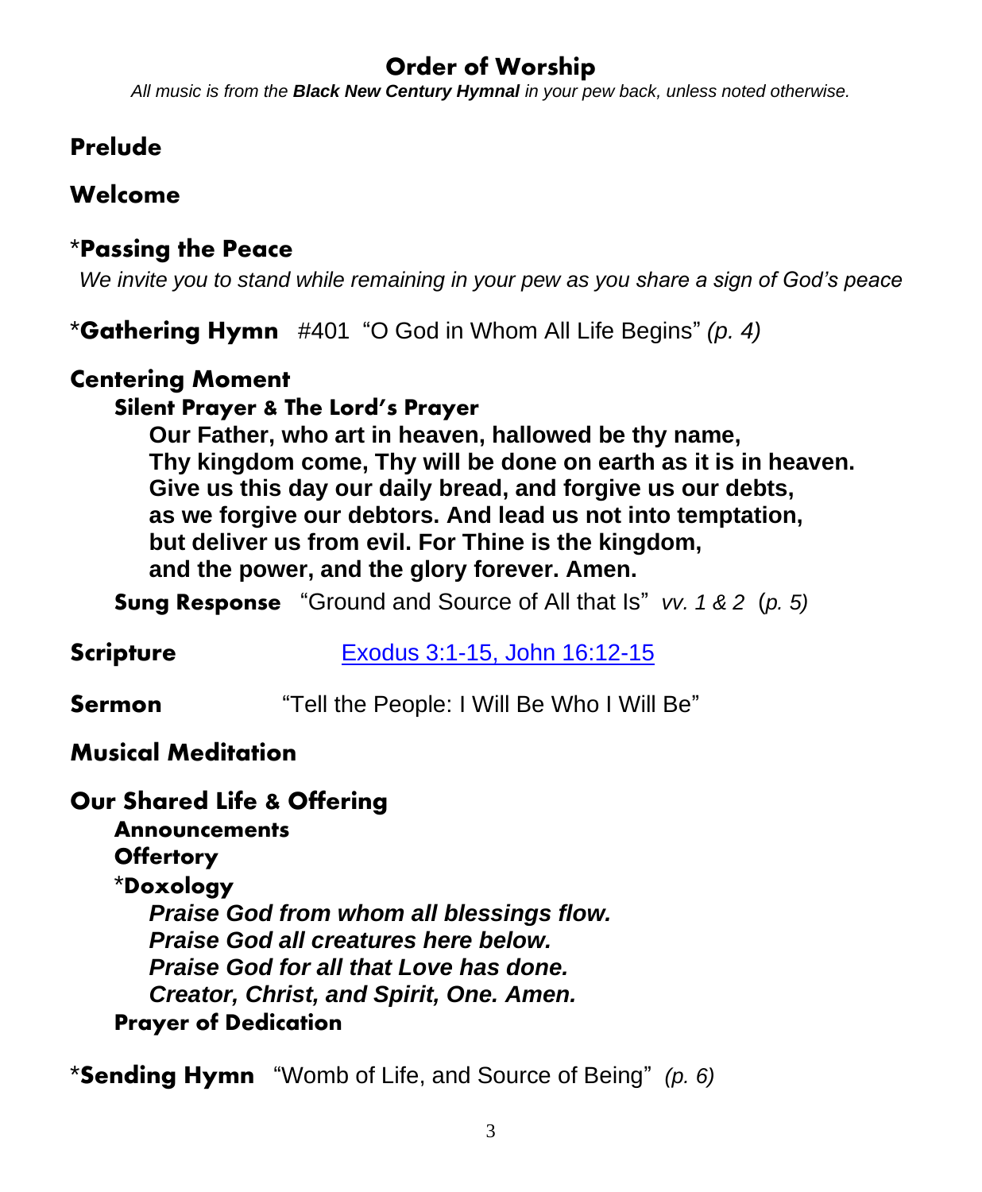# Order of Worship

*All music is from the **Black New Century Hymnal** in your pew back, unless noted otherwise.*

## Prelude

## Welcome

## *Passing the Peace

*We invite you to stand while remaining in your pew as you share a sign of God's peace*

**\*Gathering Hymn** #401 "O God in Whom All Life Begins" *(p. 4)*

## Centering Moment

### Silent Prayer & The Lord's Prayer

**Our Father, who art in heaven, hallowed be thy name,**
**Thy kingdom come, Thy will be done on earth as it is in heaven.**
**Give us this day our daily bread, and forgive us our debts,**
**as we forgive our debtors. And lead us not into temptation,**
**but deliver us from evil. For Thine is the kingdom,**
**and the power, and the glory forever. Amen.**

**Sung Response** "Ground and Source of All that Is" *vv. 1 & 2* (*p. 5)*

**Scripture** [Exodus 3:1-15, John 16:12-15]()

**Sermon** "Tell the People: I Will Be Who I Will Be"

## Musical Meditation

## Our Shared Life & Offering

### Announcements

### Offertory

### *Doxology

***Praise God from whom all blessings flow.***
***Praise God all creatures here below.***
***Praise God for all that Love has done.***
***Creator, Christ, and Spirit, One. Amen.***

### Prayer of Dedication

**\*Sending Hymn** "Womb of Life, and Source of Being" *(p. 6)*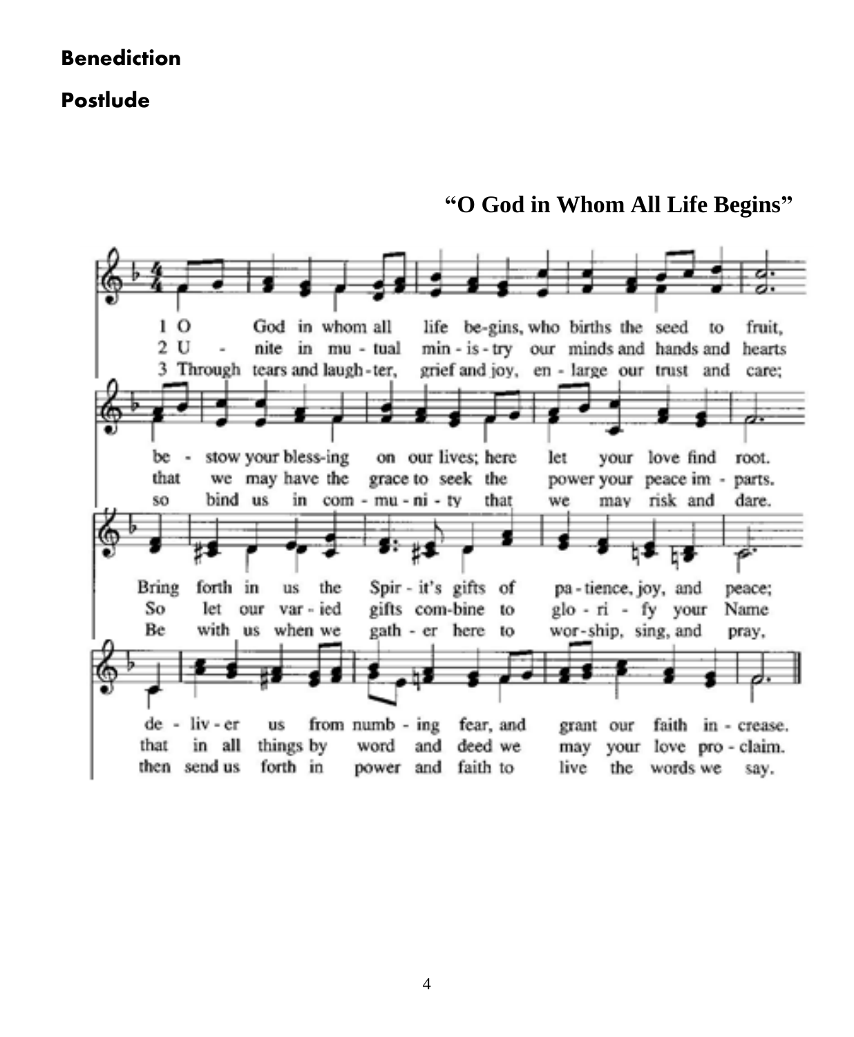**Benediction**

**Postlude**

**"O God in Whom All Life Begins"**

1 O God in whom all life be-gins, who births the seed to fruit, be - stow your bless-ing on our lives; here let your love find root. Bring forth in us the Spir - it's gifts of pa - tience, joy, and peace; de - liv - er us from numb - ing fear, and grant our faith in - crease.

2 U - nite in mu - tual min - is - try our minds and hands and hearts that we may have the grace to seek the power your peace im - parts. So let our var - ied gifts com-bine to glo - ri - fy your Name that in all things by word and deed we may your love pro - claim.

3 Through tears and laugh - ter, grief and joy, en - large our trust and care; so bind us in com - mu - ni - ty that we may risk and dare. Be with us when we gath - er here to wor - ship, sing, and pray, then send us forth in power and faith to live the words we say.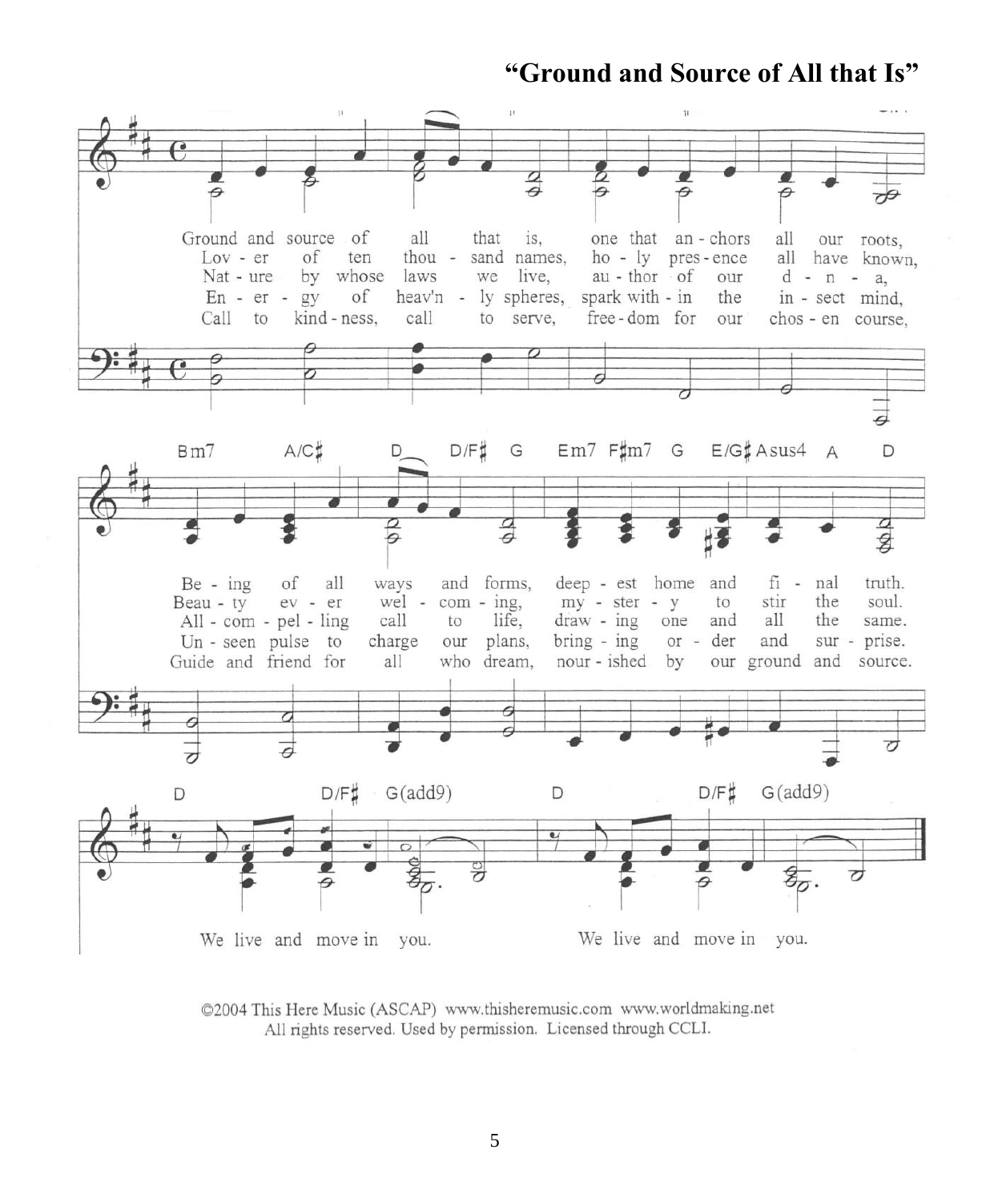# "Ground and Source of All that Is"

Ground and source of all that is, one that anchors all our roots,
Being of all ways and forms, deepest home and final truth.

Lover of ten thousand names, holy presence all have known,
Beauty ever welcoming, mystery to stir the soul.

Nature by whose laws we live, author of our d-n-a,
All-compelling call to life, drawing one and all the same.

Energy of heav'nly spheres, spark within the insect mind,
Unseen pulse to charge our plans, bringing order and surprise.

Call to kindness, call to serve, freedom for our chosen course,
Guide and friend for all who dream, nourished by our ground and source.

We live and move in you. We live and move in you.

©2004 This Here Music (ASCAP) www.thisheremusic.com www.worldmaking.net
All rights reserved. Used by permission. Licensed through CCLI.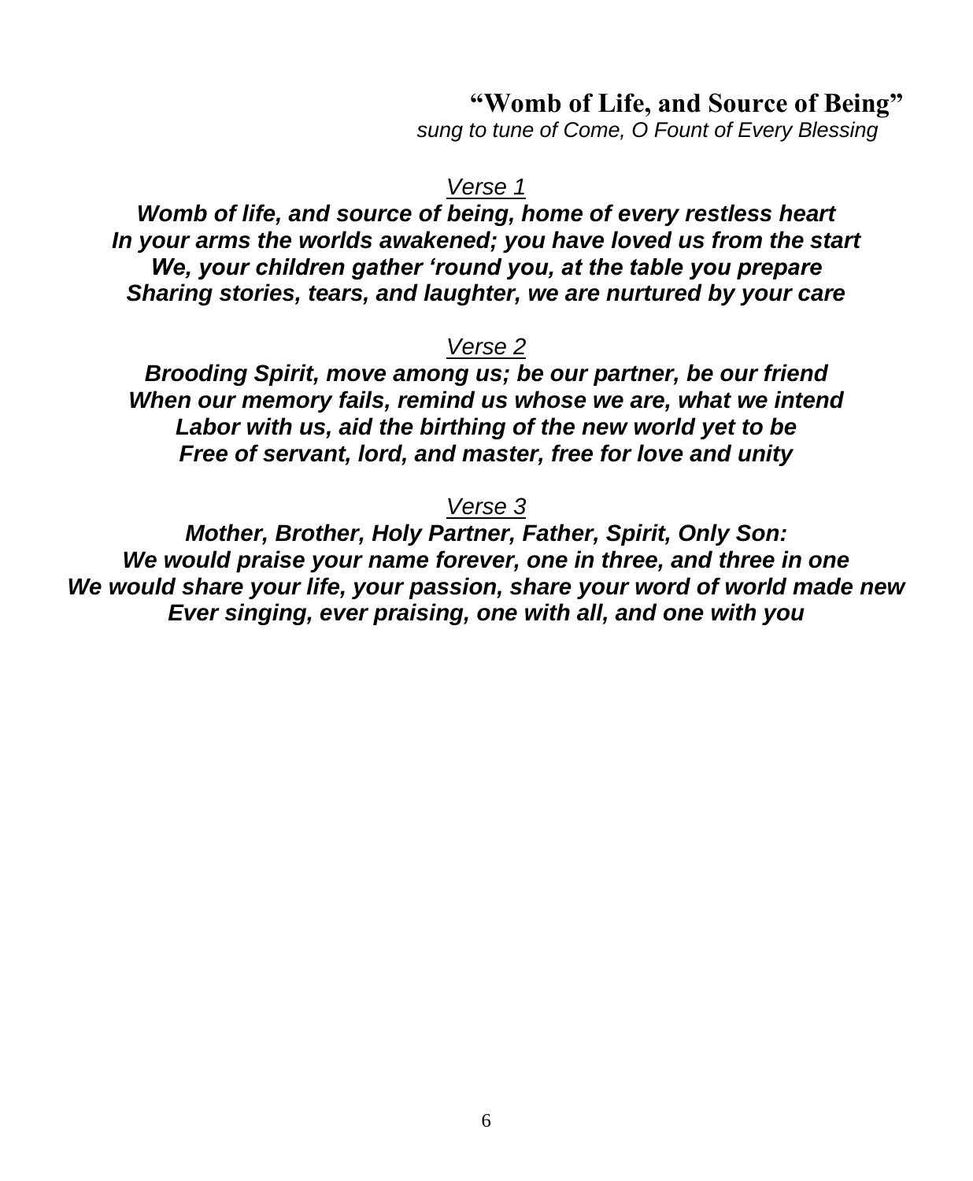## "Womb of Life, and Source of Being"

*sung to tune of Come, O Fount of Every Blessing*

*Verse 1*

***Womb of life, and source of being, home of every restless heart***
***In your arms the worlds awakened; you have loved us from the start***
***We, your children gather 'round you, at the table you prepare***
***Sharing stories, tears, and laughter, we are nurtured by your care***

*Verse 2*

***Brooding Spirit, move among us; be our partner, be our friend***
***When our memory fails, remind us whose we are, what we intend***
***Labor with us, aid the birthing of the new world yet to be***
***Free of servant, lord, and master, free for love and unity***

*Verse 3*

***Mother, Brother, Holy Partner, Father, Spirit, Only Son:***
***We would praise your name forever, one in three, and three in one***
***We would share your life, your passion, share your word of world made new***
***Ever singing, ever praising, one with all, and one with you***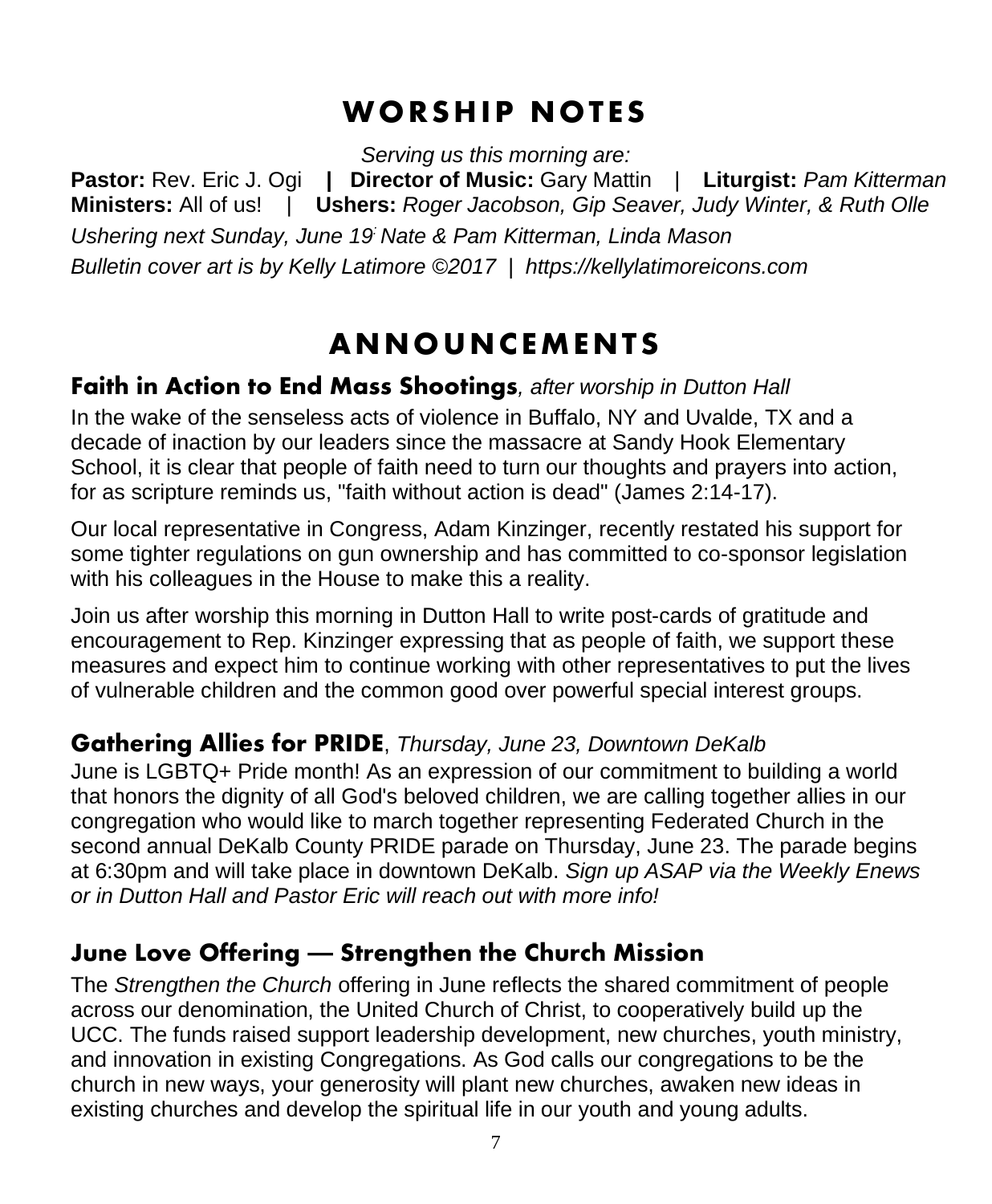# WORSHIP NOTES

*Serving us this morning are:*

**Pastor:** Rev. Eric J. Ogi **|** **Director of Music:** Gary Mattin | **Liturgist:** *Pam Kitterman*
**Ministers:** All of us! | **Ushers:** *Roger Jacobson, Gip Seaver, Judy Winter, & Ruth Olle*

*Ushering next Sunday, June 19: Nate & Pam Kitterman, Linda Mason*

*Bulletin cover art is by Kelly Latimore ©2017 | https://kellylatimoreicons.com*

# ANNOUNCEMENTS

## Faith in Action to End Mass Shootings, *after worship in Dutton Hall*

In the wake of the senseless acts of violence in Buffalo, NY and Uvalde, TX and a decade of inaction by our leaders since the massacre at Sandy Hook Elementary School, it is clear that people of faith need to turn our thoughts and prayers into action, for as scripture reminds us, "faith without action is dead" (James 2:14-17).

Our local representative in Congress, Adam Kinzinger, recently restated his support for some tighter regulations on gun ownership and has committed to co-sponsor legislation with his colleagues in the House to make this a reality.

Join us after worship this morning in Dutton Hall to write post-cards of gratitude and encouragement to Rep. Kinzinger expressing that as people of faith, we support these measures and expect him to continue working with other representatives to put the lives of vulnerable children and the common good over powerful special interest groups.

## Gathering Allies for PRIDE, *Thursday, June 23, Downtown DeKalb*

June is LGBTQ+ Pride month! As an expression of our commitment to building a world that honors the dignity of all God's beloved children, we are calling together allies in our congregation who would like to march together representing Federated Church in the second annual DeKalb County PRIDE parade on Thursday, June 23. The parade begins at 6:30pm and will take place in downtown DeKalb. *Sign up ASAP via the Weekly Enews or in Dutton Hall and Pastor Eric will reach out with more info!*

## June Love Offering — Strengthen the Church Mission

The *Strengthen the Church* offering in June reflects the shared commitment of people across our denomination, the United Church of Christ, to cooperatively build up the UCC. The funds raised support leadership development, new churches, youth ministry, and innovation in existing Congregations. As God calls our congregations to be the church in new ways, your generosity will plant new churches, awaken new ideas in existing churches and develop the spiritual life in our youth and young adults.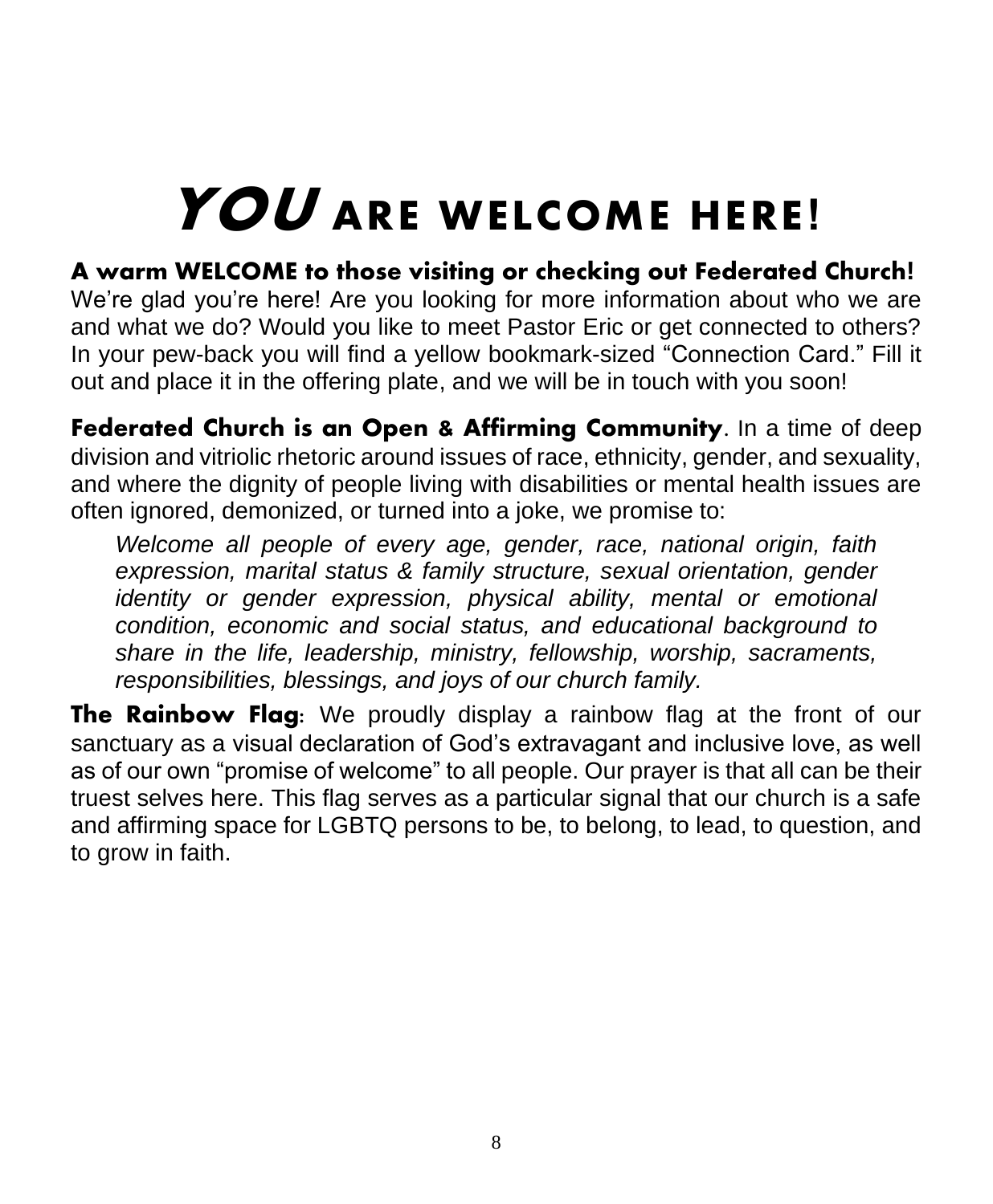# *YOU* ARE WELCOME HERE!

**A warm WELCOME to those visiting or checking out Federated Church!** We're glad you're here! Are you looking for more information about who we are and what we do? Would you like to meet Pastor Eric or get connected to others? In your pew-back you will find a yellow bookmark-sized "Connection Card." Fill it out and place it in the offering plate, and we will be in touch with you soon!

**Federated Church is an Open & Affirming Community**. In a time of deep division and vitriolic rhetoric around issues of race, ethnicity, gender, and sexuality, and where the dignity of people living with disabilities or mental health issues are often ignored, demonized, or turned into a joke, we promise to:

> *Welcome all people of every age, gender, race, national origin, faith expression, marital status & family structure, sexual orientation, gender identity or gender expression, physical ability, mental or emotional condition, economic and social status, and educational background to share in the life, leadership, ministry, fellowship, worship, sacraments, responsibilities, blessings, and joys of our church family.*

**The Rainbow Flag:** We proudly display a rainbow flag at the front of our sanctuary as a visual declaration of God's extravagant and inclusive love, as well as of our own "promise of welcome" to all people. Our prayer is that all can be their truest selves here. This flag serves as a particular signal that our church is a safe and affirming space for LGBTQ persons to be, to belong, to lead, to question, and to grow in faith.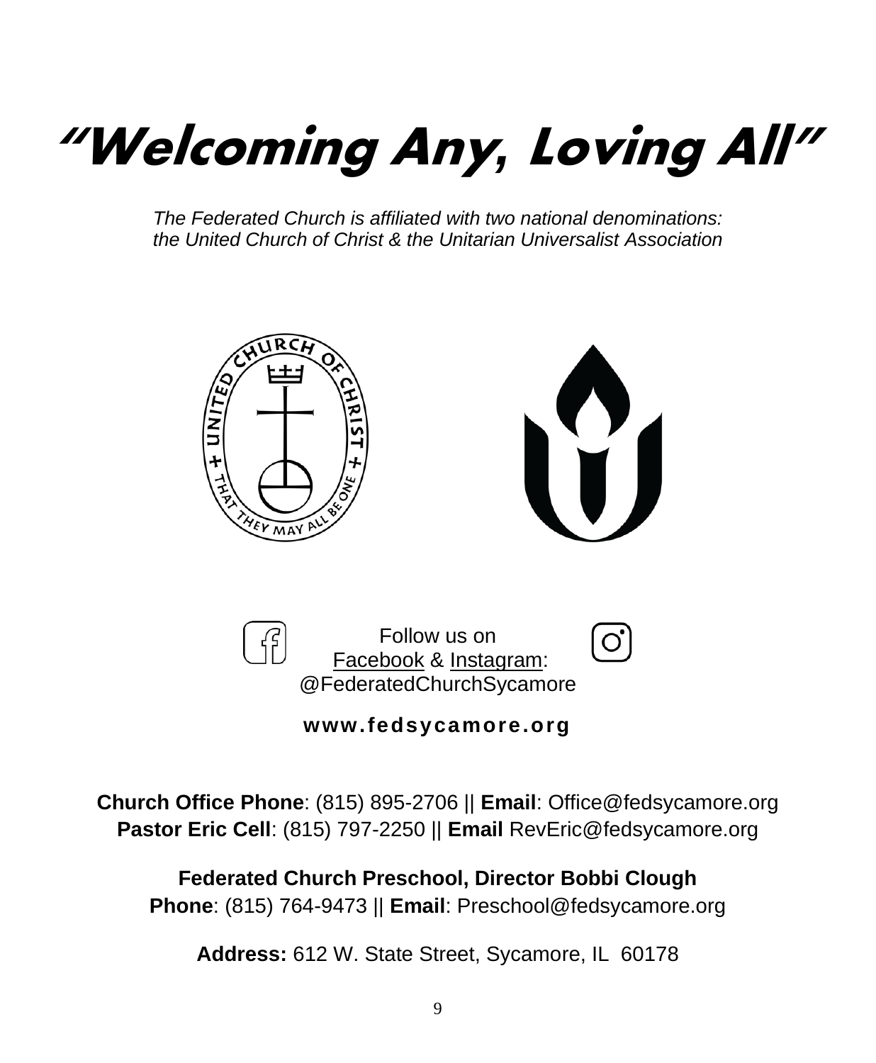# "Welcoming Any, Loving All"

*The Federated Church is affiliated with two national denominations: the United Church of Christ & the Unitarian Universalist Association*

Follow us on Facebook & Instagram: @FederatedChurchSycamore

**www.fedsycamore.org**

**Church Office Phone**: (815) 895-2706 || **Email**: Office@fedsycamore.org
**Pastor Eric Cell**: (815) 797-2250 || **Email** RevEric@fedsycamore.org

**Federated Church Preschool, Director Bobbi Clough**
**Phone**: (815) 764-9473 || **Email**: Preschool@fedsycamore.org

**Address:** 612 W. State Street, Sycamore, IL 60178